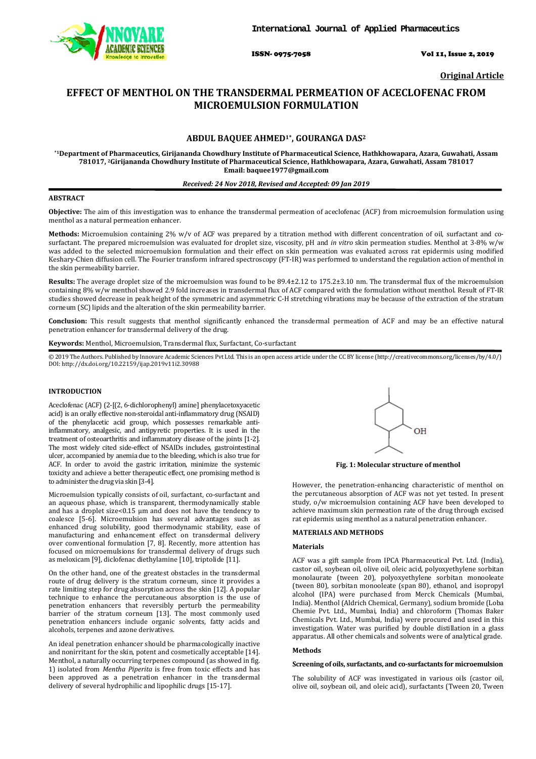**Original Article**

# EFFECT OF MENTHOL ON THE TRANSDERMAL PERMEATION OF ACECLOFENAC FROM MICROEMULSION FORMULATION

**ABDUL BAQUEE AHMED[1*], GOURANGA DAS[2]**

**[*1]Department of Pharmaceutics, Girijananda Chowdhury Institute of Pharmaceutical Science, Hathkhowapara, Azara, Guwahati, Assam 781017, [2]Girijananda Chowdhury Institute of Pharmaceutical Science, Hathkhowapara, Azara, Guwahati, Assam 781017**
**Email: baquee1977@gmail.com**

***Received: 24 Nov 2018, Revised and Accepted: 09 Jan 2019***

## ABSTRACT

**Objective:** The aim of this investigation was to enhance the transdermal permeation of aceclofenac (ACF) from microemulsion formulation using menthol as a natural permeation enhancer.

**Methods:** Microemulsion containing 2% w/v of ACF was prepared by a titration method with different concentration of oil, surfactant and co-surfactant. The prepared microemulsion was evaluated for droplet size, viscosity, pH and *in vitro* skin permeation studies. Menthol at 3-8% w/w was added to the selected microemulsion formulation and their effect on skin permeation was evaluated across rat epidermis using modified Keshary-Chien diffusion cell. The Fourier transform infrared spectroscopy (FT-IR) was performed to understand the regulation action of menthol in the skin permeability barrier.

**Results:** The average droplet size of the microemulsion was found to be 89.4±2.12 to 175.2±3.10 nm. The transdermal flux of the microemulsion containing 8% w/w menthol showed 2.9 fold increases in transdermal flux of ACF compared with the formulation without menthol. Result of FT-IR studies showed decrease in peak height of the symmetric and asymmetric C-H stretching vibrations may be because of the extraction of the stratum corneum (SC) lipids and the alteration of the skin permeability barrier.

**Conclusion:** This result suggests that menthol significantly enhanced the transdermal permeation of ACF and may be an effective natural penetration enhancer for transdermal delivery of the drug.

**Keywords:** Menthol, Microemulsion, Transdermal flux, Surfactant, Co-surfactant

© 2019 The Authors. Published by Innovare Academic Sciences Pvt Ltd. This is an open access article under the CC BY license (http://creativecommons.org/licenses/by/4.0/)
DOI: http://dx.doi.org/10.22159/ijap.2019v11i2.30988

## INTRODUCTION

Aceclofenac (ACF) (2-[(2, 6-dichlorophenyl) amine] phenylacetoxyacetic acid) is an orally effective non-steroidal anti-inflammatory drug (NSAID) of the phenylacetic acid group, which possesses remarkable anti-inflammatory, analgesic, and antipyretic properties. It is used in the treatment of osteoarthritis and inflammatory disease of the joints [1-2]. The most widely cited side-effect of NSAIDs includes, gastrointestinal ulcer, accompanied by anemia due to the bleeding, which is also true for ACF. In order to avoid the gastric irritation, minimize the systemic toxicity and achieve a better therapeutic effect, one promising method is to administer the drug via skin [3-4].

Microemulsion typically consists of oil, surfactant, co-surfactant and an aqueous phase, which is transparent, thermodynamically stable and has a droplet size<0.15 µm and does not have the tendency to coalesce [5-6]. Microemulsion has several advantages such as enhanced drug solubility, good thermodynamic stability, ease of manufacturing and enhancement effect on transdermal delivery over conventional formulation [7, 8]. Recently, more attention has focused on microemulsions for transdermal delivery of drugs such as meloxicam [9], diclofenac diethylamine [10], triptolide [11].

On the other hand, one of the greatest obstacles in the transdermal route of drug delivery is the stratum corneum, since it provides a rate limiting step for drug absorption across the skin [12]. A popular technique to enhance the percutaneous absorption is the use of penetration enhancers that reversibly perturb the permeability barrier of the stratum corneum [13]. The most commonly used penetration enhancers include organic solvents, fatty acids and alcohols, terpenes and azone derivatives.

An ideal penetration enhancer should be pharmacologically inactive and nonirritant for the skin, potent and cosmetically acceptable [14]. Menthol, a naturally occurring terpenes compound (as showed in fig. 1) isolated from *Mentha Piperita* is free from toxic effects and has been approved as a penetration enhancer in the transdermal delivery of several hydrophilic and lipophilic drugs [15-17].

**Fig. 1: Molecular structure of menthol**

However, the penetration-enhancing characteristic of menthol on the percutaneous absorption of ACF was not yet tested. In present study, o/w microemulsion containing ACF have been developed to achieve maximum skin permeation rate of the drug through excised rat epidermis using menthol as a natural penetration enhancer.

## MATERIALS AND METHODS

### Materials

ACF was a gift sample from IPCA Pharmaceutical Pvt. Ltd. (India), castor oil, soybean oil, olive oil, oleic acid, polyoxyethylene sorbitan monolaurate (tween 20), polyoxyethylene sorbitan monooleate (tween 80), sorbitan monooleate (span 80), ethanol, and isopropyl alcohol (IPA) were purchased from Merck Chemicals (Mumbai, India). Menthol (Aldrich Chemical, Germany), sodium bromide (Loba Chemie Pvt. Ltd., Mumbai, India) and chloroform (Thomas Baker Chemicals Pvt. Ltd., Mumbai, India) were procured and used in this investigation. Water was purified by double distillation in a glass apparatus. All other chemicals and solvents were of analytical grade.

### Methods

#### Screening of oils, surfactants, and co-surfactants for microemulsion

The solubility of ACF was investigated in various oils (castor oil, olive oil, soybean oil, and oleic acid), surfactants (Tween 20, Tween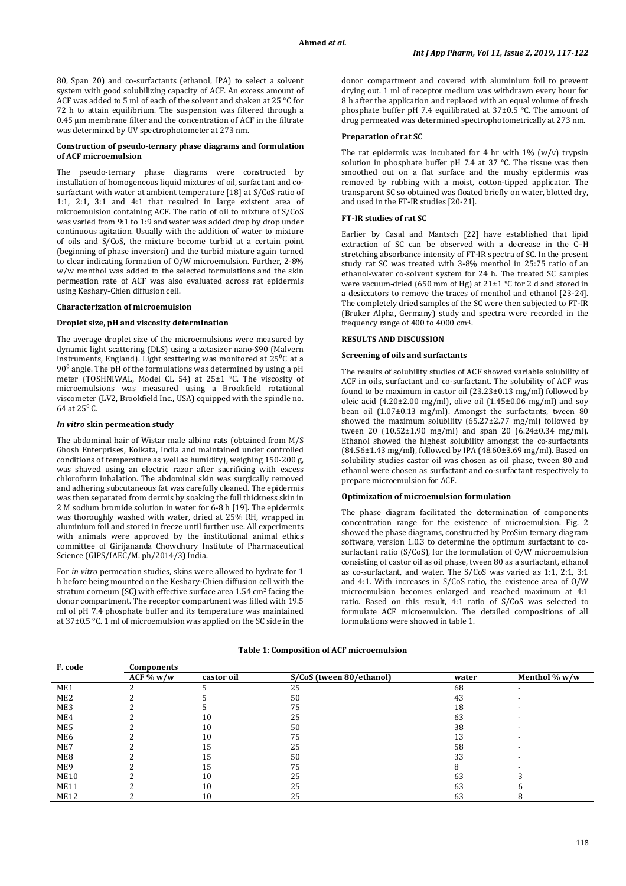80, Span 20) and co-surfactants (ethanol, IPA) to select a solvent system with good solubilizing capacity of ACF. An excess amount of ACF was added to 5 ml of each of the solvent and shaken at 25 °C for 72 h to attain equilibrium. The suspension was filtered through a 0.45 µm membrane filter and the concentration of ACF in the filtrate was determined by UV spectrophotometer at 273 nm.

#### Construction of pseudo-ternary phase diagrams and formulation of ACF microemulsion

The pseudo-ternary phase diagrams were constructed by installation of homogeneous liquid mixtures of oil, surfactant and co-surfactant with water at ambient temperature [18] at S/CoS ratio of 1:1, 2:1, 3:1 and 4:1 that resulted in large existent area of microemulsion containing ACF. The ratio of oil to mixture of S/CoS was varied from 9:1 to 1:9 and water was added drop by drop under continuous agitation. Usually with the addition of water to mixture of oils and S/CoS, the mixture become turbid at a certain point (beginning of phase inversion) and the turbid mixture again turned to clear indicating formation of O/W microemulsion. Further, 2-8% w/w menthol was added to the selected formulations and the skin permeation rate of ACF was also evaluated across rat epidermis using Keshary-Chien diffusion cell.

#### Characterization of microemulsion

#### Droplet size, pH and viscosity determination

The average droplet size of the microemulsions were measured by dynamic light scattering (DLS) using a zetasizer nano-S90 (Malvern Instruments, England). Light scattering was monitored at $25^0$C at a $90^0$ angle. The pH of the formulations was determined by using a pH meter (TOSHNIWAL, Model CL 54) at 25±1 °C. The viscosity of microemulsions was measured using a Brookfield rotational viscometer (LV2, Brookfield Inc., USA) equipped with the spindle no. 64 at $25^0$ C.

#### *In vitro* skin permeation study

The abdominal hair of Wistar male albino rats (obtained from M/S Ghosh Enterprises, Kolkata, India and maintained under controlled conditions of temperature as well as humidity), weighing 150-200 g, was shaved using an electric razor after sacrificing with excess chloroform inhalation. The abdominal skin was surgically removed and adhering subcutaneous fat was carefully cleaned. The epidermis was then separated from dermis by soaking the full thickness skin in 2 M sodium bromide solution in water for 6-8 h [19]. The epidermis was thoroughly washed with water, dried at 25% RH, wrapped in aluminium foil and stored in freeze until further use. All experiments with animals were approved by the institutional animal ethics committee of Girijananda Chowdhury Institute of Pharmaceutical Science (GIPS/IAEC/M. ph/2014/3) India.

For *in vitro* permeation studies, skins were allowed to hydrate for 1 h before being mounted on the Keshary-Chien diffusion cell with the stratum corneum (SC) with effective surface area 1.54 cm² facing the donor compartment. The receptor compartment was filled with 19.5 ml of pH 7.4 phosphate buffer and its temperature was maintained at 37±0.5 °C. 1 ml of microemulsion was applied on the SC side in the donor compartment and covered with aluminium foil to prevent drying out. 1 ml of receptor medium was withdrawn every hour for 8 h after the application and replaced with an equal volume of fresh phosphate buffer pH 7.4 equilibrated at 37±0.5 °C. The amount of drug permeated was determined spectrophotometrically at 273 nm.

#### Preparation of rat SC

The rat epidermis was incubated for 4 hr with 1% (w/v) trypsin solution in phosphate buffer pH 7.4 at 37 °C. The tissue was then smoothed out on a flat surface and the mushy epidermis was removed by rubbing with a moist, cotton-tipped applicator. The transparent SC so obtained was floated briefly on water, blotted dry, and used in the FT-IR studies [20-21].

#### FT-IR studies of rat SC

Earlier by Casal and Mantsch [22] have established that lipid extraction of SC can be observed with a decrease in the C–H stretching absorbance intensity of FT-IR spectra of SC. In the present study rat SC was treated with 3-8% menthol in 25:75 ratio of an ethanol-water co-solvent system for 24 h. The treated SC samples were vacuum-dried (650 mm of Hg) at 21±1 °C for 2 d and stored in a desiccators to remove the traces of menthol and ethanol [23-24]. The completely dried samples of the SC were then subjected to FT-IR (Bruker Alpha, Germany) study and spectra were recorded in the frequency range of 400 to 4000 cm⁻¹.

### RESULTS AND DISCUSSION

#### Screening of oils and surfactants

The results of solubility studies of ACF showed variable solubility of ACF in oils, surfactant and co-surfactant. The solubility of ACF was found to be maximum in castor oil (23.23±0.13 mg/ml) followed by oleic acid (4.20±2.00 mg/ml), olive oil (1.45±0.06 mg/ml) and soy bean oil (1.07±0.13 mg/ml). Amongst the surfactants, tween 80 showed the maximum solubility (65.27±2.77 mg/ml) followed by tween 20 (10.52±1.90 mg/ml) and span 20 (6.24±0.34 mg/ml). Ethanol showed the highest solubility amongst the co-surfactants (84.56±1.43 mg/ml), followed by IPA (48.60±3.69 mg/ml). Based on solubility studies castor oil was chosen as oil phase, tween 80 and ethanol were chosen as surfactant and co-surfactant respectively to prepare microemulsion for ACF.

#### Optimization of microemulsion formulation

The phase diagram facilitated the determination of components concentration range for the existence of microemulsion. Fig. 2 showed the phase diagrams, constructed by ProSim ternary diagram software, version 1.0.3 to determine the optimum surfactant to co-surfactant ratio (S/CoS), for the formulation of O/W microemulsion consisting of castor oil as oil phase, tween 80 as a surfactant, ethanol as co-surfactant, and water. The S/CoS was varied as 1:1, 2:1, 3:1 and 4:1. With increases in S/CoS ratio, the existence area of O/W microemulsion becomes enlarged and reached maximum at 4:1 ratio. Based on this result, 4:1 ratio of S/CoS was selected to formulate ACF microemulsion. The detailed compositions of all formulations were showed in table 1.

**Table 1: Composition of ACF microemulsion**

| F. code | Components | | | | |
|---|---|---|---|---|---|
| | ACF % w/w | castor oil | S/CoS (tween 80/ethanol) | water | Menthol % w/w |
| ME1 | 2 | 5 | 25 | 68 | - |
| ME2 | 2 | 5 | 50 | 43 | - |
| ME3 | 2 | 5 | 75 | 18 | - |
| ME4 | 2 | 10 | 25 | 63 | - |
| ME5 | 2 | 10 | 50 | 38 | - |
| ME6 | 2 | 10 | 75 | 13 | - |
| ME7 | 2 | 15 | 25 | 58 | - |
| ME8 | 2 | 15 | 50 | 33 | - |
| ME9 | 2 | 15 | 75 | 8 | - |
| ME10 | 2 | 10 | 25 | 63 | 3 |
| ME11 | 2 | 10 | 25 | 63 | 6 |
| ME12 | 2 | 10 | 25 | 63 | 8 |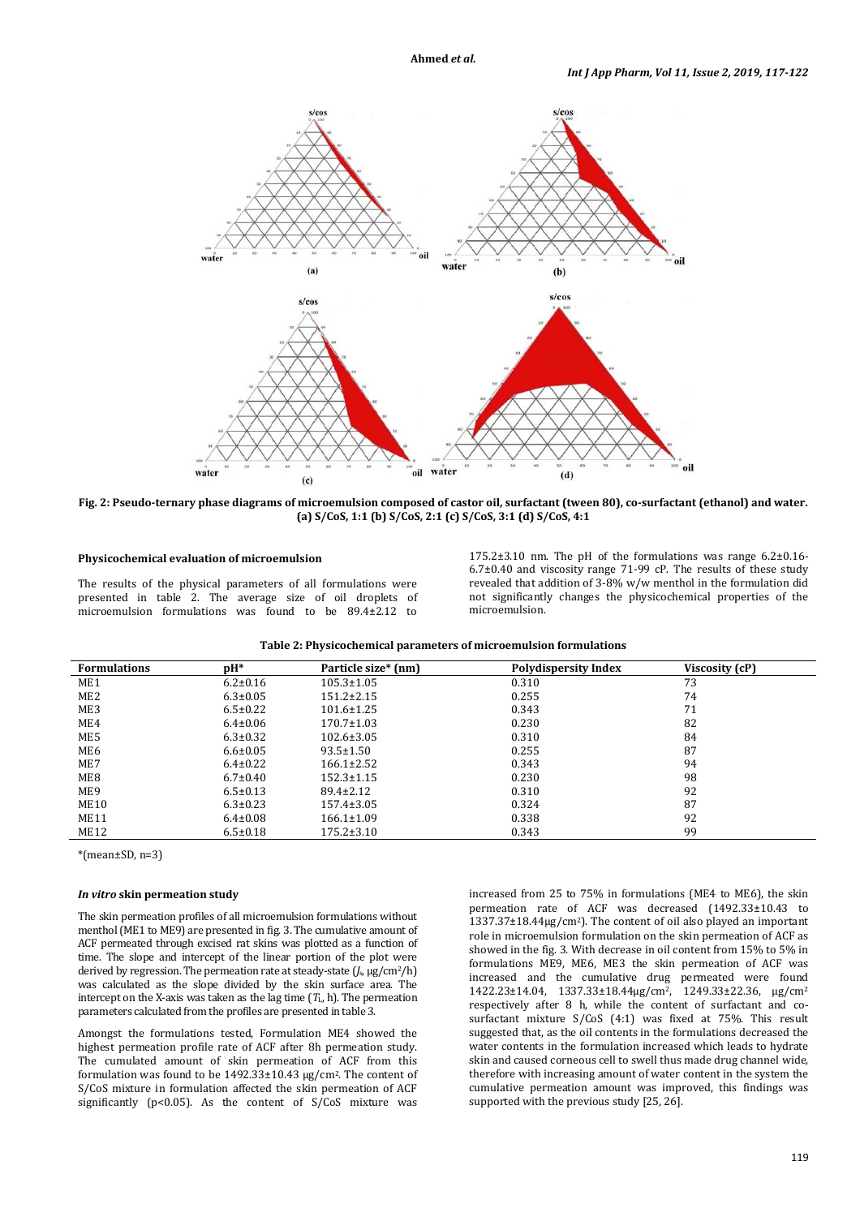**Fig. 2: Pseudo-ternary phase diagrams of microemulsion composed of castor oil, surfactant (tween 80), co-surfactant (ethanol) and water. (a) S/CoS, 1:1 (b) S/CoS, 2:1 (c) S/CoS, 3:1 (d) S/CoS, 4:1**

### Physicochemical evaluation of microemulsion

The results of the physical parameters of all formulations were presented in table 2. The average size of oil droplets of microemulsion formulations was found to be 89.4±2.12 to 175.2±3.10 nm. The pH of the formulations was range 6.2±0.16-6.7±0.40 and viscosity range 71-99 cP. The results of these study revealed that addition of 3-8% w/w menthol in the formulation did not significantly changes the physicochemical properties of the microemulsion.

**Table 2: Physicochemical parameters of microemulsion formulations**

| Formulations | pH* | Particle size* (nm) | Polydispersity Index | Viscosity (cP) |
|---|---|---|---|---|
| ME1 | 6.2±0.16 | 105.3±1.05 | 0.310 | 73 |
| ME2 | 6.3±0.05 | 151.2±2.15 | 0.255 | 74 |
| ME3 | 6.5±0.22 | 101.6±1.25 | 0.343 | 71 |
| ME4 | 6.4±0.06 | 170.7±1.03 | 0.230 | 82 |
| ME5 | 6.3±0.32 | 102.6±3.05 | 0.310 | 84 |
| ME6 | 6.6±0.05 | 93.5±1.50 | 0.255 | 87 |
| ME7 | 6.4±0.22 | 166.1±2.52 | 0.343 | 94 |
| ME8 | 6.7±0.40 | 152.3±1.15 | 0.230 | 98 |
| ME9 | 6.5±0.13 | 89.4±2.12 | 0.310 | 92 |
| ME10 | 6.3±0.23 | 157.4±3.05 | 0.324 | 87 |
| ME11 | 6.4±0.08 | 166.1±1.09 | 0.338 | 92 |
| ME12 | 6.5±0.18 | 175.2±3.10 | 0.343 | 99 |

*(mean±SD, n=3)

### *In vitro* skin permeation study

The skin permeation profiles of all microemulsion formulations without menthol (ME1 to ME9) are presented in fig. 3. The cumulative amount of ACF permeated through excised rat skins was plotted as a function of time. The slope and intercept of the linear portion of the plot were derived by regression. The permeation rate at steady-state ($J_s$, μg/cm²/h) was calculated as the slope divided by the skin surface area. The intercept on the X-axis was taken as the lag time ($T_L$, h). The permeation parameters calculated from the profiles are presented in table 3.

Amongst the formulations tested, Formulation ME4 showed the highest permeation profile rate of ACF after 8h permeation study. The cumulated amount of skin permeation of ACF from this formulation was found to be 1492.33±10.43 μg/cm². The content of S/CoS mixture in formulation affected the skin permeation of ACF significantly ($p<0.05$). As the content of S/CoS mixture was increased from 25 to 75% in formulations (ME4 to ME6), the skin permeation rate of ACF was decreased (1492.33±10.43 to 1337.37±18.44μg/cm²). The content of oil also played an important role in microemulsion formulation on the skin permeation of ACF as showed in the fig. 3. With decrease in oil content from 15% to 5% in formulations ME9, ME6, ME3 the skin permeation of ACF was increased and the cumulative drug permeated were found 1422.23±14.04, 1337.33±18.44μg/cm², 1249.33±22.36, μg/cm² respectively after 8 h, while the content of surfactant and co-surfactant mixture S/CoS (4:1) was fixed at 75%. This result suggested that, as the oil contents in the formulations decreased the water contents in the formulation increased which leads to hydrate skin and caused corneous cell to swell thus made drug channel wide, therefore with increasing amount of water content in the system the cumulative permeation amount was improved, this findings was supported with the previous study [25, 26].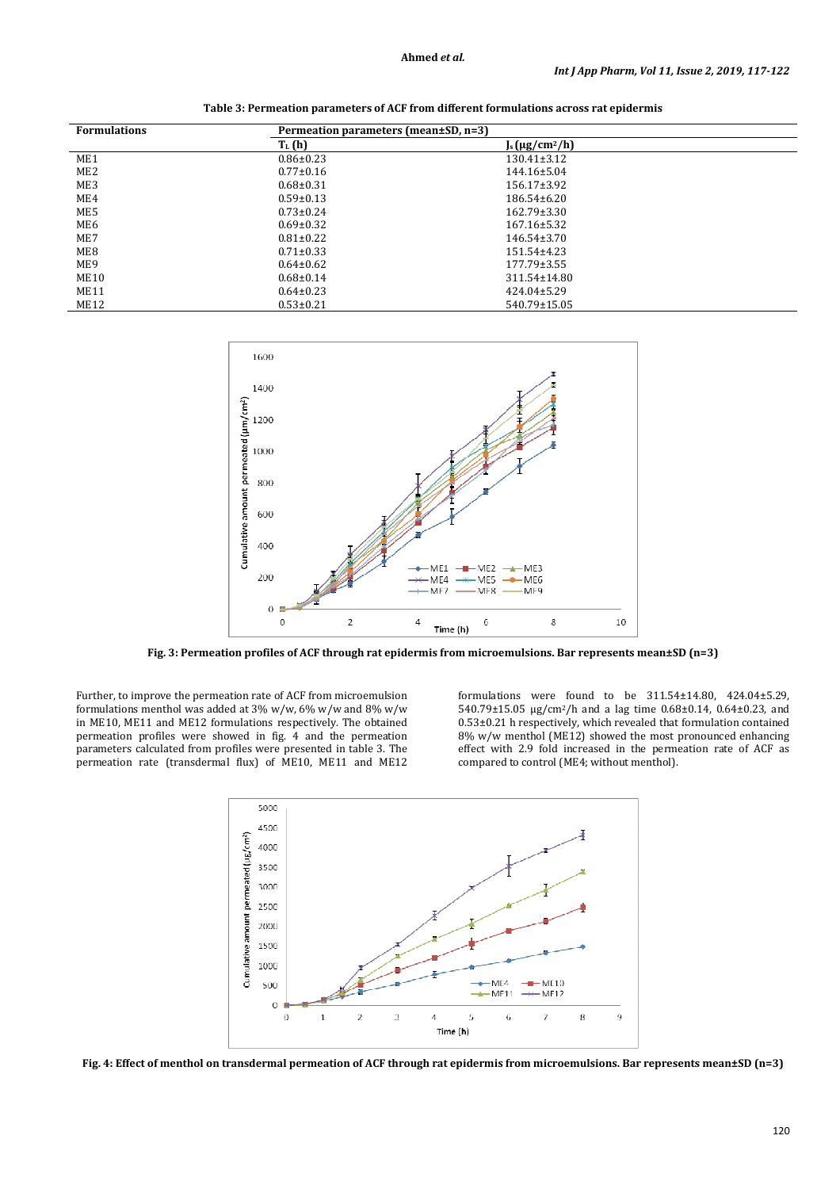Table 3: Permeation parameters of ACF from different formulations across rat epidermis

| Formulations | Permeation parameters (mean±SD, n=3) | |
|---|---|---|
| | $T_L$ (h) | $J_s$ (µg/cm²/h) |
| ME1 | 0.86±0.23 | 130.41±3.12 |
| ME2 | 0.77±0.16 | 144.16±5.04 |
| ME3 | 0.68±0.31 | 156.17±3.92 |
| ME4 | 0.59±0.13 | 186.54±6.20 |
| ME5 | 0.73±0.24 | 162.79±3.30 |
| ME6 | 0.69±0.32 | 167.16±5.32 |
| ME7 | 0.81±0.22 | 146.54±3.70 |
| ME8 | 0.71±0.33 | 151.54±4.23 |
| ME9 | 0.64±0.62 | 177.79±3.55 |
| ME10 | 0.68±0.14 | 311.54±14.80 |
| ME11 | 0.64±0.23 | 424.04±5.29 |
| ME12 | 0.53±0.21 | 540.79±15.05 |

Fig. 3: Permeation profiles of ACF through rat epidermis from microemulsions. Bar represents mean±SD (n=3)

Further, to improve the permeation rate of ACF from microemulsion formulations menthol was added at 3% w/w, 6% w/w and 8% w/w in ME10, ME11 and ME12 formulations respectively. The obtained permeation profiles were showed in fig. 4 and the permeation parameters calculated from profiles were presented in table 3. The permeation rate (transdermal flux) of ME10, ME11 and ME12 formulations were found to be 311.54±14.80, 424.04±5.29, 540.79±15.05 µg/cm²/h and a lag time 0.68±0.14, 0.64±0.23, and 0.53±0.21 h respectively, which revealed that formulation contained 8% w/w menthol (ME12) showed the most pronounced enhancing effect with 2.9 fold increased in the permeation rate of ACF as compared to control (ME4; without menthol).

Fig. 4: Effect of menthol on transdermal permeation of ACF through rat epidermis from microemulsions. Bar represents mean±SD (n=3)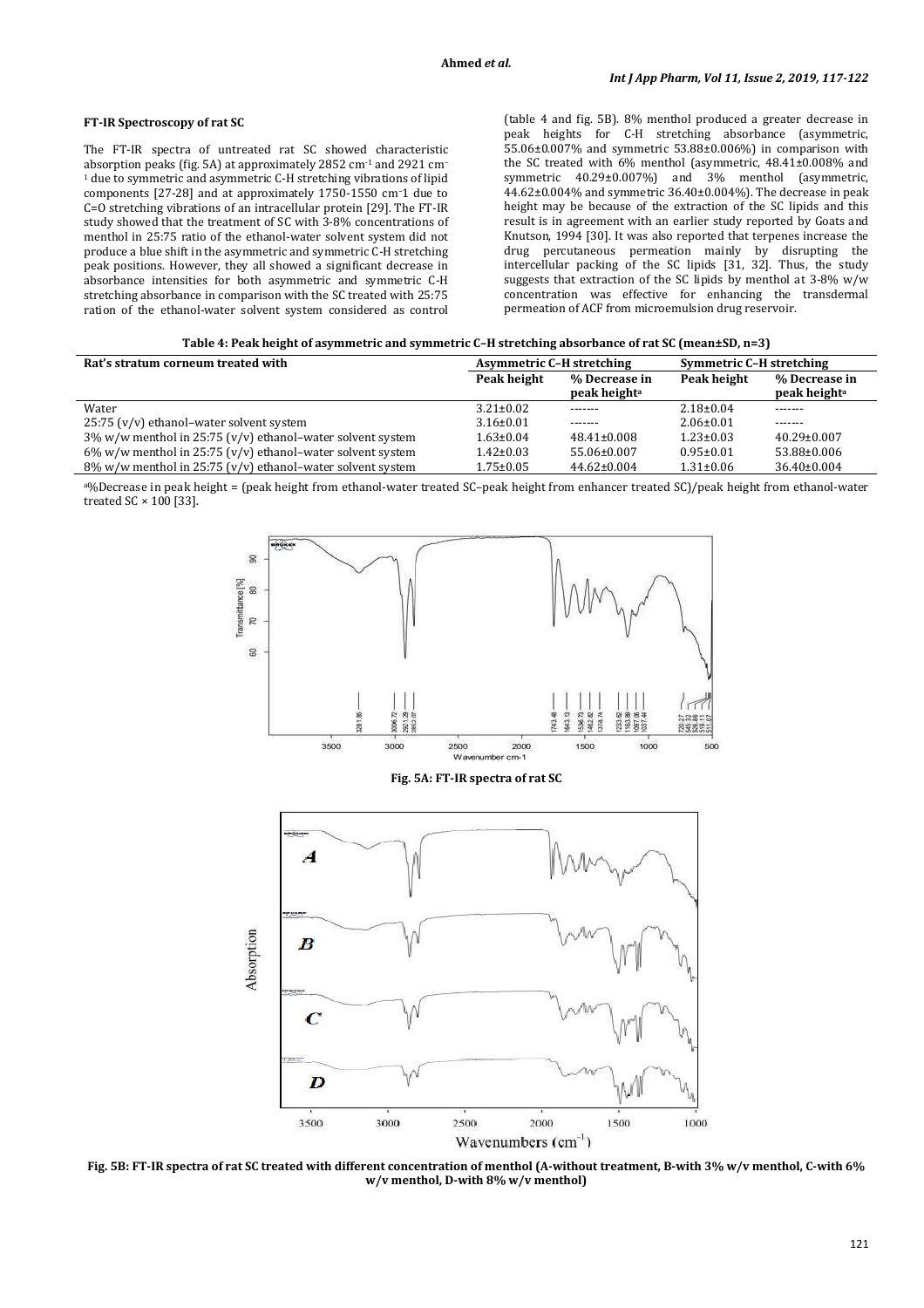### FT-IR Spectroscopy of rat SC

The FT-IR spectra of untreated rat SC showed characteristic absorption peaks (fig. 5A) at approximately 2852 cm$^{-1}$ and 2921 cm$^{-1}$ due to symmetric and asymmetric C-H stretching vibrations of lipid components [27-28] and at approximately 1750-1550 cm$^{-1}$ due to C=O stretching vibrations of an intracellular protein [29]. The FT-IR study showed that the treatment of SC with 3-8% concentrations of menthol in 25:75 ratio of the ethanol-water solvent system did not produce a blue shift in the asymmetric and symmetric C-H stretching peak positions. However, they all showed a significant decrease in absorbance intensities for both asymmetric and symmetric C-H stretching absorbance in comparison with the SC treated with 25:75 ration of the ethanol-water solvent system considered as control (table 4 and fig. 5B). 8% menthol produced a greater decrease in peak heights for C-H stretching absorbance (asymmetric, 55.06±0.007% and symmetric 53.88±0.006%) in comparison with the SC treated with 6% menthol (asymmetric, 48.41±0.008% and symmetric 40.29±0.007%) and 3% menthol (asymmetric, 44.62±0.004% and symmetric 36.40±0.004%). The decrease in peak height may be because of the extraction of the SC lipids and this result is in agreement with an earlier study reported by Goats and Knutson, 1994 [30]. It was also reported that terpenes increase the drug percutaneous permeation mainly by disrupting the intercellular packing of the SC lipids [31, 32]. Thus, the study suggests that extraction of the SC lipids by menthol at 3-8% w/w concentration was effective for enhancing the transdermal permeation of ACF from microemulsion drug reservoir.

**Table 4: Peak height of asymmetric and symmetric C–H stretching absorbance of rat SC (mean±SD, n=3)**

| Rat's stratum corneum treated with | Asymmetric C–H stretching | | Symmetric C–H stretching | |
|---|---|---|---|---|
| | Peak height | % Decrease in peak height[a] | Peak height | % Decrease in peak height[a] |
| Water | 3.21±0.02 | ------- | 2.18±0.04 | ------- |
| 25:75 (v/v) ethanol–water solvent system | 3.16±0.01 | ------- | 2.06±0.01 | ------- |
| 3% w/w menthol in 25:75 (v/v) ethanol–water solvent system | 1.63±0.04 | 48.41±0.008 | 1.23±0.03 | 40.29±0.007 |
| 6% w/w menthol in 25:75 (v/v) ethanol–water solvent system | 1.42±0.03 | 55.06±0.007 | 0.95±0.01 | 53.88±0.006 |
| 8% w/w menthol in 25:75 (v/v) ethanol–water solvent system | 1.75±0.05 | 44.62±0.004 | 1.31±0.06 | 36.40±0.004 |

[a]%Decrease in peak height = (peak height from ethanol-water treated SC–peak height from enhancer treated SC)/peak height from ethanol-water treated SC × 100 [33].

**Fig. 5A: FT-IR spectra of rat SC**

**Fig. 5B: FT-IR spectra of rat SC treated with different concentration of menthol (A-without treatment, B-with 3% w/v menthol, C-with 6% w/v menthol, D-with 8% w/v menthol)**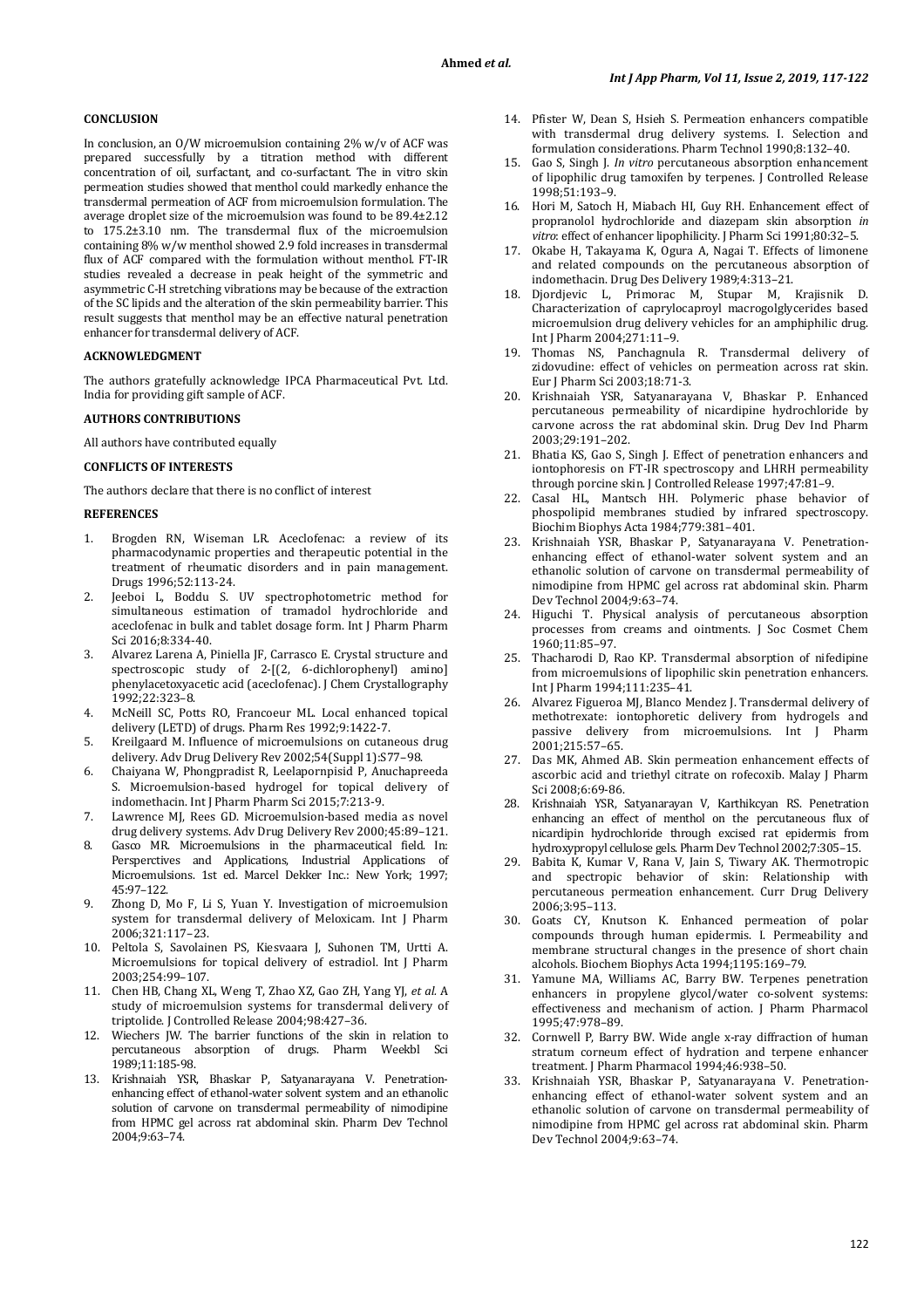## CONCLUSION

In conclusion, an O/W microemulsion containing 2% w/v of ACF was prepared successfully by a titration method with different concentration of oil, surfactant, and co-surfactant. The in vitro skin permeation studies showed that menthol could markedly enhance the transdermal permeation of ACF from microemulsion formulation. The average droplet size of the microemulsion was found to be 89.4±2.12 to 175.2±3.10 nm. The transdermal flux of the microemulsion containing 8% w/w menthol showed 2.9 fold increases in transdermal flux of ACF compared with the formulation without menthol. FT-IR studies revealed a decrease in peak height of the symmetric and asymmetric C-H stretching vibrations may be because of the extraction of the SC lipids and the alteration of the skin permeability barrier. This result suggests that menthol may be an effective natural penetration enhancer for transdermal delivery of ACF.

## ACKNOWLEDGMENT

The authors gratefully acknowledge IPCA Pharmaceutical Pvt. Ltd. India for providing gift sample of ACF.

## AUTHORS CONTRIBUTIONS

All authors have contributed equally

## CONFLICTS OF INTERESTS

The authors declare that there is no conflict of interest

## REFERENCES

1. Brogden RN, Wiseman LR. Aceclofenac: a review of its pharmacodynamic properties and therapeutic potential in the treatment of rheumatic disorders and in pain management. Drugs 1996;52:113-24.
2. Jeeboi L, Boddu S. UV spectrophotometric method for simultaneous estimation of tramadol hydrochloride and aceclofenac in bulk and tablet dosage form. Int J Pharm Pharm Sci 2016;8:334-40.
3. Alvarez Larena A, Piniella JF, Carrasco E. Crystal structure and spectroscopic study of 2-[(2, 6-dichlorophenyl) amino] phenylacetoxyacetic acid (aceclofenac). J Chem Crystallography 1992;22:323–8.
4. McNeill SC, Potts RO, Francoeur ML. Local enhanced topical delivery (LETD) of drugs. Pharm Res 1992;9:1422-7.
5. Kreilgaard M. Influence of microemulsions on cutaneous drug delivery. Adv Drug Delivery Rev 2002;54(Suppl 1):S77–98.
6. Chaiyana W, Phongpradist R, Leelapornpisid P, Anuchapreeda S. Microemulsion-based hydrogel for topical delivery of indomethacin. Int J Pharm Pharm Sci 2015;7:213-9.
7. Lawrence MJ, Rees GD. Microemulsion-based media as novel drug delivery systems. Adv Drug Delivery Rev 2000;45:89–121.
8. Gasco MR. Microemulsions in the pharmaceutical field. In: Persperctives and Applications, Industrial Applications of Microemulsions. 1st ed. Marcel Dekker Inc.: New York; 1997; 45:97–122.
9. Zhong D, Mo F, Li S, Yuan Y. Investigation of microemulsion system for transdermal delivery of Meloxicam. Int J Pharm 2006;321:117–23.
10. Peltola S, Savolainen PS, Kiesvaara J, Suhonen TM, Urtti A. Microemulsions for topical delivery of estradiol. Int J Pharm 2003;254:99–107.
11. Chen HB, Chang XL, Weng T, Zhao XZ, Gao ZH, Yang YJ, *et al.* A study of microemulsion systems for transdermal delivery of triptolide. J Controlled Release 2004;98:427–36.
12. Wiechers JW. The barrier functions of the skin in relation to percutaneous absorption of drugs. Pharm Weekbl Sci 1989;11:185-98.
13. Krishnaiah YSR, Bhaskar P, Satyanarayana V. Penetration-enhancing effect of ethanol-water solvent system and an ethanolic solution of carvone on transdermal permeability of nimodipine from HPMC gel across rat abdominal skin. Pharm Dev Technol 2004;9:63–74.
14. Pfister W, Dean S, Hsieh S. Permeation enhancers compatible with transdermal drug delivery systems. I. Selection and formulation considerations. Pharm Technol 1990;8:132–40.
15. Gao S, Singh J. *In vitro* percutaneous absorption enhancement of lipophilic drug tamoxifen by terpenes. J Controlled Release 1998;51:193–9.
16. Hori M, Satoch H, Miabach HI, Guy RH. Enhancement effect of propranolol hydrochloride and diazepam skin absorption *in vitro*: effect of enhancer lipophilicity. J Pharm Sci 1991;80:32–5.
17. Okabe H, Takayama K, Ogura A, Nagai T. Effects of limonene and related compounds on the percutaneous absorption of indomethacin. Drug Des Delivery 1989;4:313–21.
18. Djordjevic L, Primorac M, Stupar M, Krajisnik D. Characterization of caprylocaproyl macrogolglycerides based microemulsion drug delivery vehicles for an amphiphilic drug. Int J Pharm 2004;271:11–9.
19. Thomas NS, Panchagnula R. Transdermal delivery of zidovudine: effect of vehicles on permeation across rat skin. Eur J Pharm Sci 2003;18:71-3.
20. Krishnaiah YSR, Satyanarayana V, Bhaskar P. Enhanced percutaneous permeability of nicardipine hydrochloride by carvone across the rat abdominal skin. Drug Dev Ind Pharm 2003;29:191–202.
21. Bhatia KS, Gao S, Singh J. Effect of penetration enhancers and iontophoresis on FT-IR spectroscopy and LHRH permeability through porcine skin. J Controlled Release 1997;47:81–9.
22. Casal HL, Mantsch HH. Polymeric phase behavior of phospolipid membranes studied by infrared spectroscopy. Biochim Biophys Acta 1984;779:381–401.
23. Krishnaiah YSR, Bhaskar P, Satyanarayana V. Penetration-enhancing effect of ethanol-water solvent system and an ethanolic solution of carvone on transdermal permeability of nimodipine from HPMC gel across rat abdominal skin. Pharm Dev Technol 2004;9:63–74.
24. Higuchi T. Physical analysis of percutaneous absorption processes from creams and ointments. J Soc Cosmet Chem 1960;11:85–97.
25. Thacharodi D, Rao KP. Transdermal absorption of nifedipine from microemulsions of lipophilic skin penetration enhancers. Int J Pharm 1994;111:235–41.
26. Alvarez Figueroa MJ, Blanco Mendez J. Transdermal delivery of methotrexate: iontophoretic delivery from hydrogels and passive delivery from microemulsions. Int J Pharm 2001;215:57–65.
27. Das MK, Ahmed AB. Skin permeation enhancement effects of ascorbic acid and triethyl citrate on rofecoxib. Malay J Pharm Sci 2008;6:69-86.
28. Krishnaiah YSR, Satyanarayan V, Karthikcyan RS. Penetration enhancing an effect of menthol on the percutaneous flux of nicardipin hydrochloride through excised rat epidermis from hydroxypropyl cellulose gels. Pharm Dev Technol 2002;7:305–15.
29. Babita K, Kumar V, Rana V, Jain S, Tiwary AK. Thermotropic and spectropic behavior of skin: Relationship with percutaneous permeation enhancement. Curr Drug Delivery 2006;3:95–113.
30. Goats CY, Knutson K. Enhanced permeation of polar compounds through human epidermis. I. Permeability and membrane structural changes in the presence of short chain alcohols. Biochem Biophys Acta 1994;1195:169–79.
31. Yamune MA, Williams AC, Barry BW. Terpenes penetration enhancers in propylene glycol/water co-solvent systems: effectiveness and mechanism of action. J Pharm Pharmacol 1995;47:978–89.
32. Cornwell P, Barry BW. Wide angle x-ray diffraction of human stratum corneum effect of hydration and terpene enhancer treatment. J Pharm Pharmacol 1994;46:938–50.
33. Krishnaiah YSR, Bhaskar P, Satyanarayana V. Penetration-enhancing effect of ethanol-water solvent system and an ethanolic solution of carvone on transdermal permeability of nimodipine from HPMC gel across rat abdominal skin. Pharm Dev Technol 2004;9:63–74.